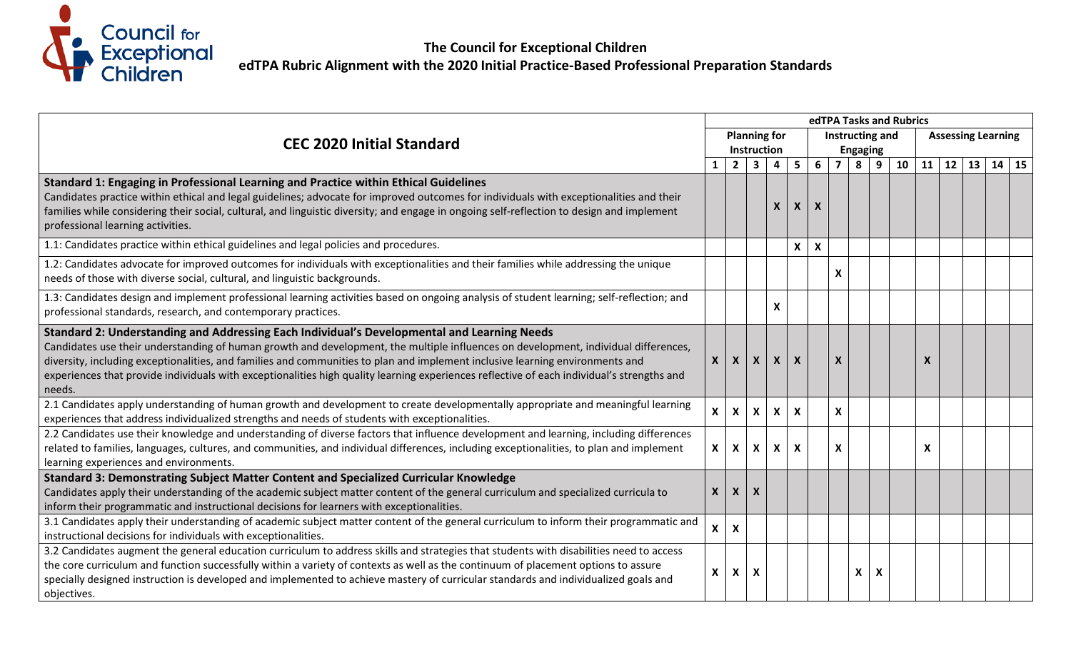# The Council for Exceptional Children

## edTPA Rubric Alignment with the 2020 Initial Practice-Based Professional Preparation Standards

| CEC 2020 Initial Standard | edTPA Tasks and Rubrics | | | | | | | | | | | | | | |
|---|---|---|---|---|---|---|---|---|---|---|---|---|---|---|---|
| | Planning for Instruction | | | | | Instructing and Engaging | | | | | Assessing Learning | | | | |
| | 1 | 2 | 3 | 4 | 5 | 6 | 7 | 8 | 9 | 10 | 11 | 12 | 13 | 14 | 15 |
| **Standard 1: Engaging in Professional Learning and Practice within Ethical Guidelines** Candidates practice within ethical and legal guidelines; advocate for improved outcomes for individuals with exceptionalities and their families while considering their social, cultural, and linguistic diversity; and engage in ongoing self-reflection to design and implement professional learning activities. | | | | X | X | X | | | | | | | | | |
| 1.1: Candidates practice within ethical guidelines and legal policies and procedures. | | | | | X | X | | | | | | | | | |
| 1.2: Candidates advocate for improved outcomes for individuals with exceptionalities and their families while addressing the unique needs of those with diverse social, cultural, and linguistic backgrounds. | | | | | | | X | | | | | | | | |
| 1.3: Candidates design and implement professional learning activities based on ongoing analysis of student learning; self-reflection; and professional standards, research, and contemporary practices. | | | | X | | | | | | | | | | | |
| **Standard 2: Understanding and Addressing Each Individual's Developmental and Learning Needs** Candidates use their understanding of human growth and development, the multiple influences on development, individual differences, diversity, including exceptionalities, and families and communities to plan and implement inclusive learning environments and experiences that provide individuals with exceptionalities high quality learning experiences reflective of each individual's strengths and needs. | X | X | X | X | X | | X | | | | X | | | | |
| 2.1 Candidates apply understanding of human growth and development to create developmentally appropriate and meaningful learning experiences that address individualized strengths and needs of students with exceptionalities. | X | X | X | X | X | | X | | | | | | | | |
| 2.2 Candidates use their knowledge and understanding of diverse factors that influence development and learning, including differences related to families, languages, cultures, and communities, and individual differences, including exceptionalities, to plan and implement learning experiences and environments. | X | X | X | X | X | | X | | | | X | | | | |
| **Standard 3: Demonstrating Subject Matter Content and Specialized Curricular Knowledge** Candidates apply their understanding of the academic subject matter content of the general curriculum and specialized curricula to inform their programmatic and instructional decisions for learners with exceptionalities. | X | X | X | | | | | | | | | | | | |
| 3.1 Candidates apply their understanding of academic subject matter content of the general curriculum to inform their programmatic and instructional decisions for individuals with exceptionalities. | X | X | | | | | | | | | | | | | |
| 3.2 Candidates augment the general education curriculum to address skills and strategies that students with disabilities need to access the core curriculum and function successfully within a variety of contexts as well as the continuum of placement options to assure specially designed instruction is developed and implemented to achieve mastery of curricular standards and individualized goals and objectives. | X | X | X | | | | | X | X | | | | | | |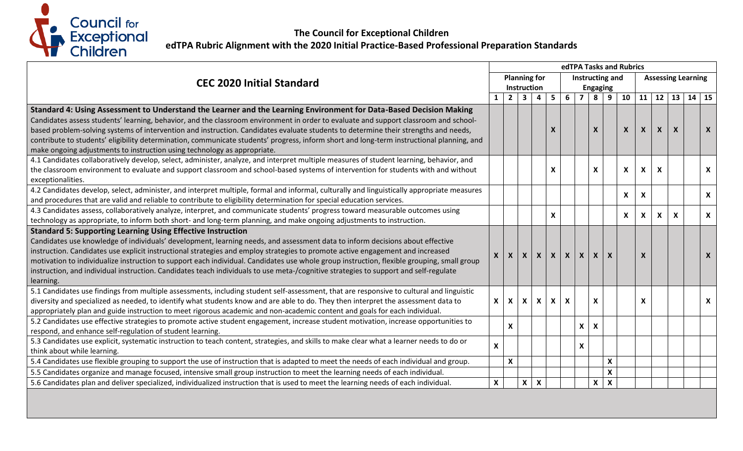**The Council for Exceptional Children**
**edTPA Rubric Alignment with the 2020 Initial Practice-Based Professional Preparation Standards**

| CEC 2020 Initial Standard | edTPA Tasks and Rubrics | | | | | | | | | | | | | | |
|---|---|---|---|---|---|---|---|---|---|---|---|---|---|---|---|
| | Planning for Instruction | | | | | Instructing and Engaging | | | | | Assessing Learning | | | | |
| | 1 | 2 | 3 | 4 | 5 | 6 | 7 | 8 | 9 | 10 | 11 | 12 | 13 | 14 | 15 |
| **Standard 4: Using Assessment to Understand the Learner and the Learning Environment for Data-Based Decision Making** Candidates assess students' learning, behavior, and the classroom environment in order to evaluate and support classroom and school-based problem-solving systems of intervention and instruction. Candidates evaluate students to determine their strengths and needs, contribute to students' eligibility determination, communicate students' progress, inform short and long-term instructional planning, and make ongoing adjustments to instruction using technology as appropriate. | | | | | X | | | X | | X | X | X | X | | X |
| 4.1 Candidates collaboratively develop, select, administer, analyze, and interpret multiple measures of student learning, behavior, and the classroom environment to evaluate and support classroom and school-based systems of intervention for students with and without exceptionalities. | | | | | X | | | X | | X | X | X | | | X |
| 4.2 Candidates develop, select, administer, and interpret multiple, formal and informal, culturally and linguistically appropriate measures and procedures that are valid and reliable to contribute to eligibility determination for special education services. | | | | | | | | | | X | X | | | | X |
| 4.3 Candidates assess, collaboratively analyze, interpret, and communicate students' progress toward measurable outcomes using technology as appropriate, to inform both short- and long-term planning, and make ongoing adjustments to instruction. | | | | | X | | | | | X | X | X | X | | X |
| **Standard 5: Supporting Learning Using Effective Instruction** Candidates use knowledge of individuals' development, learning needs, and assessment data to inform decisions about effective instruction. Candidates use explicit instructional strategies and employ strategies to promote active engagement and increased motivation to individualize instruction to support each individual. Candidates use whole group instruction, flexible grouping, small group instruction, and individual instruction. Candidates teach individuals to use meta-/cognitive strategies to support and self-regulate learning. | X | X | X | X | X | X | X | X | X | | X | | | | X |
| 5.1 Candidates use findings from multiple assessments, including student self-assessment, that are responsive to cultural and linguistic diversity and specialized as needed, to identify what students know and are able to do. They then interpret the assessment data to appropriately plan and guide instruction to meet rigorous academic and non-academic content and goals for each individual. | X | X | X | X | X | X | | X | | | X | | | | X |
| 5.2 Candidates use effective strategies to promote active student engagement, increase student motivation, increase opportunities to respond, and enhance self-regulation of student learning. | | X | | | | | X | X | | | | | | | |
| 5.3 Candidates use explicit, systematic instruction to teach content, strategies, and skills to make clear what a learner needs to do or think about while learning. | X | | | | | | X | | | | | | | | |
| 5.4 Candidates use flexible grouping to support the use of instruction that is adapted to meet the needs of each individual and group. | | X | | | | | | | X | | | | | | |
| 5.5 Candidates organize and manage focused, intensive small group instruction to meet the learning needs of each individual. | | | | | | | | | X | | | | | | |
| 5.6 Candidates plan and deliver specialized, individualized instruction that is used to meet the learning needs of each individual. | X | | X | X | | | | X | X | | | | | | |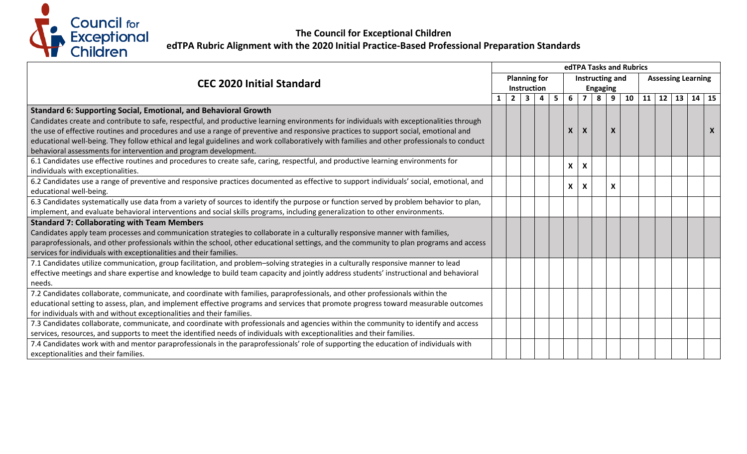## The Council for Exceptional Children
## edTPA Rubric Alignment with the 2020 Initial Practice-Based Professional Preparation Standards

| CEC 2020 Initial Standard | edTPA Tasks and Rubrics | | | | | | | | | | | | | | |
|---|---|---|---|---|---|---|---|---|---|---|---|---|---|---|---|
| | Planning for Instruction | | | | | Instructing and Engaging | | | | | Assessing Learning | | | | |
| | 1 | 2 | 3 | 4 | 5 | 6 | 7 | 8 | 9 | 10 | 11 | 12 | 13 | 14 | 15 |
| **Standard 6: Supporting Social, Emotional, and Behavioral Growth** Candidates create and contribute to safe, respectful, and productive learning environments for individuals with exceptionalities through the use of effective routines and procedures and use a range of preventive and responsive practices to support social, emotional and educational well-being. They follow ethical and legal guidelines and work collaboratively with families and other professionals to conduct behavioral assessments for intervention and program development. | | | | | | X | X | | X | | | | | | X |
| 6.1 Candidates use effective routines and procedures to create safe, caring, respectful, and productive learning environments for individuals with exceptionalities. | | | | | | X | X | | | | | | | | |
| 6.2 Candidates use a range of preventive and responsive practices documented as effective to support individuals' social, emotional, and educational well-being. | | | | | | X | X | | X | | | | | | |
| 6.3 Candidates systematically use data from a variety of sources to identify the purpose or function served by problem behavior to plan, implement, and evaluate behavioral interventions and social skills programs, including generalization to other environments. | | | | | | | | | | | | | | | |
| **Standard 7: Collaborating with Team Members** Candidates apply team processes and communication strategies to collaborate in a culturally responsive manner with families, paraprofessionals, and other professionals within the school, other educational settings, and the community to plan programs and access services for individuals with exceptionalities and their families. | | | | | | | | | | | | | | | |
| 7.1 Candidates utilize communication, group facilitation, and problem–solving strategies in a culturally responsive manner to lead effective meetings and share expertise and knowledge to build team capacity and jointly address students' instructional and behavioral needs. | | | | | | | | | | | | | | | |
| 7.2 Candidates collaborate, communicate, and coordinate with families, paraprofessionals, and other professionals within the educational setting to assess, plan, and implement effective programs and services that promote progress toward measurable outcomes for individuals with and without exceptionalities and their families. | | | | | | | | | | | | | | | |
| 7.3 Candidates collaborate, communicate, and coordinate with professionals and agencies within the community to identify and access services, resources, and supports to meet the identified needs of individuals with exceptionalities and their families. | | | | | | | | | | | | | | | |
| 7.4 Candidates work with and mentor paraprofessionals in the paraprofessionals' role of supporting the education of individuals with exceptionalities and their families. | | | | | | | | | | | | | | | |